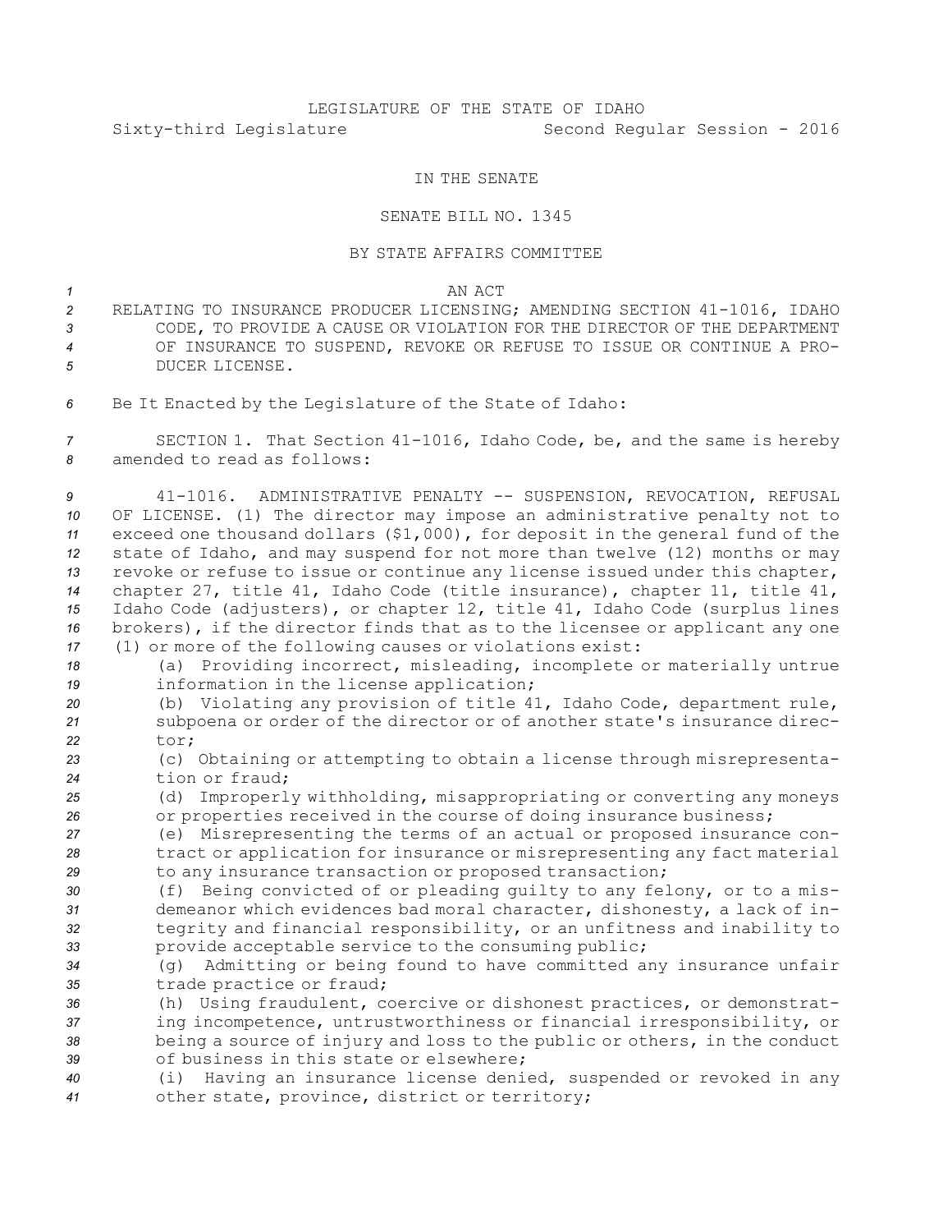LEGISLATURE OF THE STATE OF IDAHO

Sixty-third Legislature Second Regular Session - 2016

IN THE SENATE

SENATE BILL NO. 1345

BY STATE AFFAIRS COMMITTEE

AN ACT

RELATING TO INSURANCE PRODUCER LICENSING; AMENDING SECTION 41-1016, IDAHO CODE, TO PROVIDE A CAUSE OR VIOLATION FOR THE DIRECTOR OF THE DEPARTMENT OF INSURANCE TO SUSPEND, REVOKE OR REFUSE TO ISSUE OR CONTINUE A PRODUCER LICENSE.

Be It Enacted by the Legislature of the State of Idaho:

SECTION 1. That Section 41-1016, Idaho Code, be, and the same is hereby amended to read as follows:

41-1016. ADMINISTRATIVE PENALTY -- SUSPENSION, REVOCATION, REFUSAL OF LICENSE. (1) The director may impose an administrative penalty not to exceed one thousand dollars ($1,000), for deposit in the general fund of the state of Idaho, and may suspend for not more than twelve (12) months or may revoke or refuse to issue or continue any license issued under this chapter, chapter 27, title 41, Idaho Code (title insurance), chapter 11, title 41, Idaho Code (adjusters), or chapter 12, title 41, Idaho Code (surplus lines brokers), if the director finds that as to the licensee or applicant any one (1) or more of the following causes or violations exist:

(a) Providing incorrect, misleading, incomplete or materially untrue information in the license application;

(b) Violating any provision of title 41, Idaho Code, department rule, subpoena or order of the director or of another state's insurance director;

(c) Obtaining or attempting to obtain a license through misrepresentation or fraud;

(d) Improperly withholding, misappropriating or converting any moneys or properties received in the course of doing insurance business;

(e) Misrepresenting the terms of an actual or proposed insurance contract or application for insurance or misrepresenting any fact material to any insurance transaction or proposed transaction;

(f) Being convicted of or pleading guilty to any felony, or to a misdemeanor which evidences bad moral character, dishonesty, a lack of integrity and financial responsibility, or an unfitness and inability to provide acceptable service to the consuming public;

(g) Admitting or being found to have committed any insurance unfair trade practice or fraud;

(h) Using fraudulent, coercive or dishonest practices, or demonstrating incompetence, untrustworthiness or financial irresponsibility, or being a source of injury and loss to the public or others, in the conduct of business in this state or elsewhere;

(i) Having an insurance license denied, suspended or revoked in any other state, province, district or territory;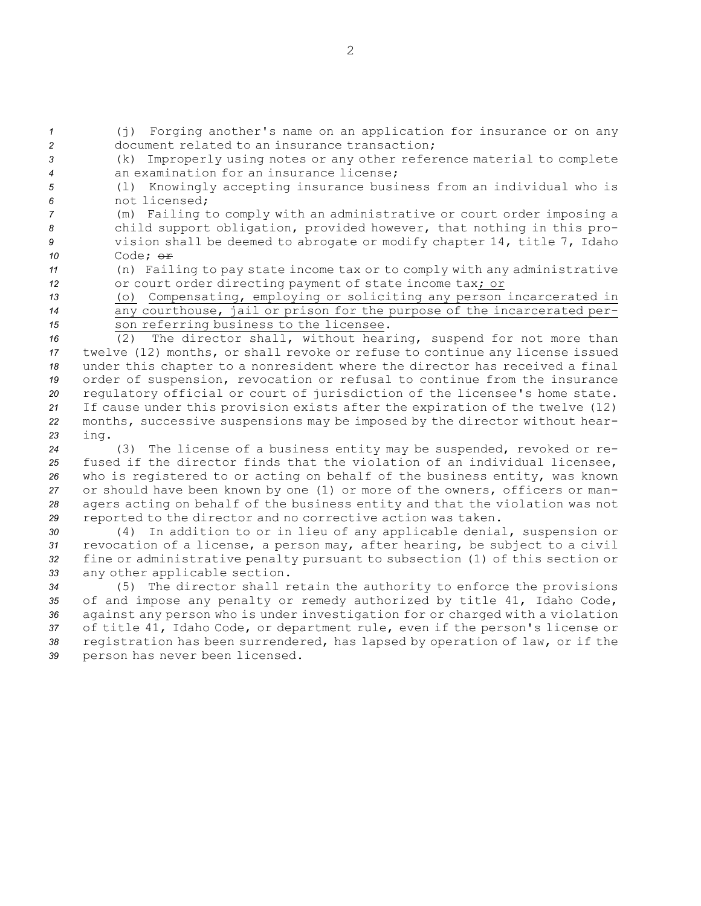(j) Forging another's name on an application for insurance or on any document related to an insurance transaction;

(k) Improperly using notes or any other reference material to complete an examination for an insurance license;

(l) Knowingly accepting insurance business from an individual who is not licensed;

(m) Failing to comply with an administrative or court order imposing a child support obligation, provided however, that nothing in this provision shall be deemed to abrogate or modify chapter 14, title 7, Idaho Code; ~~or~~

(n) Failing to pay state income tax or to comply with any administrative or court order directing payment of state income tax; or

(o) Compensating, employing or soliciting any person incarcerated in any courthouse, jail or prison for the purpose of the incarcerated person referring business to the licensee.

(2) The director shall, without hearing, suspend for not more than twelve (12) months, or shall revoke or refuse to continue any license issued under this chapter to a nonresident where the director has received a final order of suspension, revocation or refusal to continue from the insurance regulatory official or court of jurisdiction of the licensee's home state. If cause under this provision exists after the expiration of the twelve (12) months, successive suspensions may be imposed by the director without hearing.

(3) The license of a business entity may be suspended, revoked or refused if the director finds that the violation of an individual licensee, who is registered to or acting on behalf of the business entity, was known or should have been known by one (1) or more of the owners, officers or managers acting on behalf of the business entity and that the violation was not reported to the director and no corrective action was taken.

(4) In addition to or in lieu of any applicable denial, suspension or revocation of a license, a person may, after hearing, be subject to a civil fine or administrative penalty pursuant to subsection (1) of this section or any other applicable section.

(5) The director shall retain the authority to enforce the provisions of and impose any penalty or remedy authorized by title 41, Idaho Code, against any person who is under investigation for or charged with a violation of title 41, Idaho Code, or department rule, even if the person's license or registration has been surrendered, has lapsed by operation of law, or if the person has never been licensed.